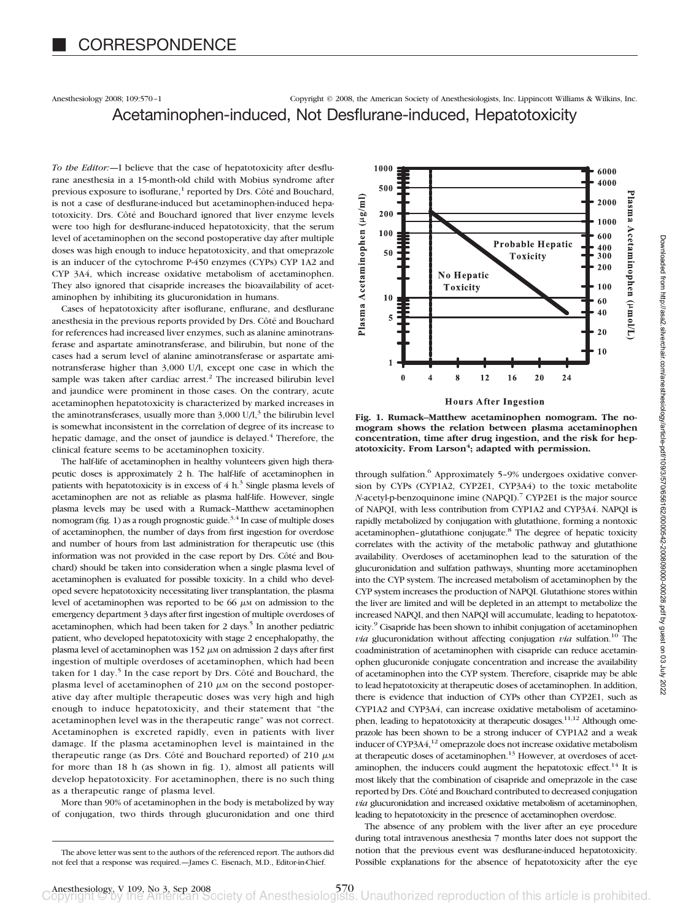# CORRESPONDENCE

## Acetaminophen-induced, Not Desflurane-induced, Hepatotoxicity

*To the Editor:*—I believe that the case of hepatotoxicity after desflurane anesthesia in a 15-month-old child with Mobius syndrome after previous exposure to isoflurane,[1] reported by Drs. Côté and Bouchard, is not a case of desflurane-induced but acetaminophen-induced hepatotoxicity. Drs. Côté and Bouchard ignored that liver enzyme levels were too high for desflurane-induced hepatotoxicity, that the serum level of acetaminophen on the second postoperative day after multiple doses was high enough to induce hepatotoxicity, and that omeprazole is an inducer of the cytochrome P-450 enzymes (CYPs) CYP 1A2 and CYP 3A4, which increase oxidative metabolism of acetaminophen. They also ignored that cisapride increases the bioavailability of acetaminophen by inhibiting its glucuronidation in humans.

Cases of hepatotoxicity after isoflurane, enflurane, and desflurane anesthesia in the previous reports provided by Drs. Côté and Bouchard for references had increased liver enzymes, such as alanine aminotransferase and aspartate aminotransferase, and bilirubin, but none of the cases had a serum level of alanine aminotransferase or aspartate aminotransferase higher than 3,000 U/l, except one case in which the sample was taken after cardiac arrest.[2] The increased bilirubin level and jaundice were prominent in those cases. On the contrary, acute acetaminophen hepatotoxicity is characterized by marked increases in the aminotransferases, usually more than 3,000 U/l,[3] the bilirubin level is somewhat inconsistent in the correlation of degree of its increase to hepatic damage, and the onset of jaundice is delayed.[4] Therefore, the clinical feature seems to be acetaminophen toxicity.

The half-life of acetaminophen in healthy volunteers given high therapeutic doses is approximately 2 h. The half-life of acetaminophen in patients with hepatotoxicity is in excess of 4 h.[3] Single plasma levels of acetaminophen are not as reliable as plasma half-life. However, single plasma levels may be used with a Rumack–Matthew acetaminophen nomogram (fig. 1) as a rough prognostic guide.[3,4] In case of multiple doses of acetaminophen, the number of days from first ingestion for overdose and number of hours from last administration for therapeutic use (this information was not provided in the case report by Drs. Côté and Bouchard) should be taken into consideration when a single plasma level of acetaminophen is evaluated for possible toxicity. In a child who developed severe hepatotoxicity necessitating liver transplantation, the plasma level of acetaminophen was reported to be 66 $\mu$M on admission to the emergency department 3 days after first ingestion of multiple overdoses of acetaminophen, which had been taken for 2 days.[5] In another pediatric patient, who developed hepatotoxicity with stage 2 encephalopathy, the plasma level of acetaminophen was 152 $\mu$M on admission 2 days after first ingestion of multiple overdoses of acetaminophen, which had been taken for 1 day.[5] In the case report by Drs. Côté and Bouchard, the plasma level of acetaminophen of 210 $\mu$M on the second postoperative day after multiple therapeutic doses was very high and high enough to induce hepatotoxicity, and their statement that "the acetaminophen level was in the therapeutic range" was not correct. Acetaminophen is excreted rapidly, even in patients with liver damage. If the plasma acetaminophen level is maintained in the therapeutic range (as Drs. Côté and Bouchard reported) of 210 $\mu$M for more than 18 h (as shown in fig. 1), almost all patients will develop hepatotoxicity. For acetaminophen, there is no such thing as a therapeutic range of plasma level.

More than 90% of acetaminophen in the body is metabolized by way of conjugation, two thirds through glucuronidation and one third through sulfation.[6] Approximately 5–9% undergoes oxidative conversion by CYPs (CYP1A2, CYP2E1, CYP3A4) to the toxic metabolite *N*-acetyl-p-benzoquinone imine (NAPQI).[7] CYP2E1 is the major source of NAPQI, with less contribution from CYP1A2 and CYP3A4. NAPQI is rapidly metabolized by conjugation with glutathione, forming a nontoxic acetaminophen–glutathione conjugate.[8] The degree of hepatic toxicity correlates with the activity of the metabolic pathway and glutathione availability. Overdoses of acetaminophen lead to the saturation of the glucuronidation and sulfation pathways, shunting more acetaminophen into the CYP system. The increased metabolism of acetaminophen by the CYP system increases the production of NAPQI. Glutathione stores within the liver are limited and will be depleted in an attempt to metabolize the increased NAPQI, and then NAPQI will accumulate, leading to hepatotoxicity.[9] Cisapride has been shown to inhibit conjugation of acetaminophen *via* glucuronidation without affecting conjugation *via* sulfation.[10] The coadministration of acetaminophen with cisapride can reduce acetaminophen glucuronide conjugate concentration and increase the availability of acetaminophen into the CYP system. Therefore, cisapride may be able to lead hepatotoxicity at therapeutic doses of acetaminophen. In addition, there is evidence that induction of CYPs other than CYP2E1, such as CYP1A2 and CYP3A4, can increase oxidative metabolism of acetaminophen, leading to hepatotoxicity at therapeutic dosages.[11,12] Although omeprazole has been shown to be a strong inducer of CYP1A2 and a weak inducer of CYP3A4,[12] omeprazole does not increase oxidative metabolism at therapeutic doses of acetaminophen.[13] However, at overdoses of acetaminophen, the inducers could augment the hepatotoxic effect.[14] It is most likely that the combination of cisapride and omeprazole in the case reported by Drs. Côté and Bouchard contributed to decreased conjugation *via* glucuronidation and increased oxidative metabolism of acetaminophen, leading to hepatotoxicity in the presence of acetaminophen overdose.

The absence of any problem with the liver after an eye procedure during total intravenous anesthesia 7 months later does not support the notion that the previous event was desflurane-induced hepatotoxicity. Possible explanations for the absence of hepatotoxicity after the eye

**Fig. 1. Rumack–Matthew acetaminophen nomogram. The nomogram shows the relation between plasma acetaminophen concentration, time after drug ingestion, and the risk for hepatotoxicity. From Larson[4]; adapted with permission.**

The above letter was sent to the authors of the referenced report. The authors did not feel that a response was required.—James C. Eisenach, M.D., Editor-in-Chief.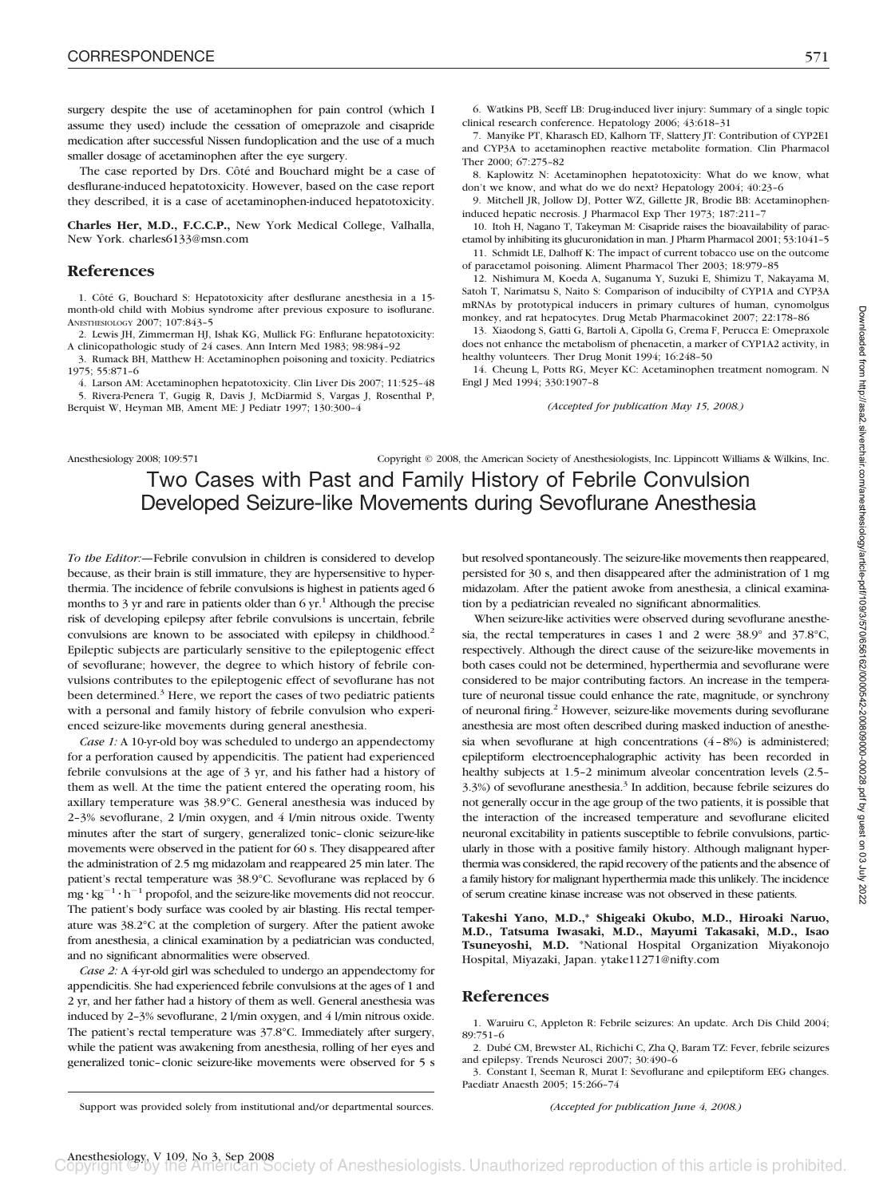surgery despite the use of acetaminophen for pain control (which I assume they used) include the cessation of omeprazole and cisapride medication after successful Nissen fundoplication and the use of a much smaller dosage of acetaminophen after the eye surgery.

The case reported by Drs. Côté and Bouchard might be a case of desflurane-induced hepatotoxicity. However, based on the case report they described, it is a case of acetaminophen-induced hepatotoxicity.

**Charles Her, M.D., F.C.C.P.,** New York Medical College, Valhalla, New York. charles6133@msn.com

## References

1. Côté G, Bouchard S: Hepatotoxicity after desflurane anesthesia in a 15-month-old child with Mobius syndrome after previous exposure to isoflurane. ANESTHESIOLOGY 2007; 107:843–5
2. Lewis JH, Zimmerman HJ, Ishak KG, Mullick FG: Enflurane hepatotoxicity: A clinicopathologic study of 24 cases. Ann Intern Med 1983; 98:984–92
3. Rumack BH, Matthew H: Acetaminophen poisoning and toxicity. Pediatrics 1975; 55:871–6
4. Larson AM: Acetaminophen hepatotoxicity. Clin Liver Dis 2007; 11:525–48
5. Rivera-Penera T, Gugig R, Davis J, McDiarmid S, Vargas J, Rosenthal P, Berquist W, Heyman MB, Ament ME: J Pediatr 1997; 130:300–4
6. Watkins PB, Seeff LB: Drug-induced liver injury: Summary of a single topic clinical research conference. Hepatology 2006; 43:618–31
7. Manyike PT, Kharasch ED, Kalhorn TF, Slattery JT: Contribution of CYP2E1 and CYP3A to acetaminophen reactive metabolite formation. Clin Pharmacol Ther 2000; 67:275–82
8. Kaplowitz N: Acetaminophen hepatotoxicity: What do we know, what don't we know, and what do we do next? Hepatology 2004; 40:23–6
9. Mitchell JR, Jollow DJ, Potter WZ, Gillette JR, Brodie BB: Acetaminophen-induced hepatic necrosis. J Pharmacol Exp Ther 1973; 187:211–7
10. Itoh H, Nagano T, Takeyman M: Cisapride raises the bioavailability of paracetamol by inhibiting its glucuronidation in man. J Pharm Pharmacol 2001; 53:1041–5
11. Schmidt LE, Dalhoff K: The impact of current tobacco use on the outcome of paracetamol poisoning. Aliment Pharmacol Ther 2003; 18:979–85
12. Nishimura M, Koeda A, Suganuma Y, Suzuki E, Shimizu T, Nakayama M, Satoh T, Narimatsu S, Naito S: Comparison of inducibility of CYP1A and CYP3A mRNAs by prototypical inducers in primary cultures of human, cynomolgus monkey, and rat hepatocytes. Drug Metab Pharmacokinet 2007; 22:178–86
13. Xiaodong S, Gatti G, Bartoli A, Cipolla G, Crema F, Perucca E: Omeprazole does not enhance the metabolism of phenacetin, a marker of CYP1A2 activity, in healthy volunteers. Ther Drug Monit 1994; 16:248–50
14. Cheung L, Potts RG, Meyer KC: Acetaminophen treatment nomogram. N Engl J Med 1994; 330:1907–8

*(Accepted for publication May 15, 2008.)*

# Two Cases with Past and Family History of Febrile Convulsion Developed Seizure-like Movements during Sevoflurane Anesthesia

*To the Editor:*—Febrile convulsion in children is considered to develop because, as their brain is still immature, they are hypersensitive to hyperthermia. The incidence of febrile convulsions is highest in patients aged 6 months to 3 yr and rare in patients older than 6 yr.[1] Although the precise risk of developing epilepsy after febrile convulsions is uncertain, febrile convulsions are known to be associated with epilepsy in childhood.[2] Epileptic subjects are particularly sensitive to the epileptogenic effect of sevoflurane; however, the degree to which history of febrile convulsions contributes to the epileptogenic effect of sevoflurane has not been determined.[3] Here, we report the cases of two pediatric patients with a personal and family history of febrile convulsion who experienced seizure-like movements during general anesthesia.

*Case 1:* A 10-yr-old boy was scheduled to undergo an appendectomy for a perforation caused by appendicitis. The patient had experienced febrile convulsions at the age of 3 yr, and his father had a history of them as well. At the time the patient entered the operating room, his axillary temperature was 38.9°C. General anesthesia was induced by 2–3% sevoflurane, 2 l/min oxygen, and 4 l/min nitrous oxide. Twenty minutes after the start of surgery, generalized tonic–clonic seizure-like movements were observed in the patient for 60 s. They disappeared after the administration of 2.5 mg midazolam and reappeared 25 min later. The patient's rectal temperature was 38.9°C. Sevoflurane was replaced by 6 $\text{mg} \cdot \text{kg}^{-1} \cdot \text{h}^{-1}$ propofol, and the seizure-like movements did not reoccur. The patient's body surface was cooled by air blasting. His rectal temperature was 38.2°C at the completion of surgery. After the patient awoke from anesthesia, a clinical examination by a pediatrician was conducted, and no significant abnormalities were observed.

*Case 2:* A 4-yr-old girl was scheduled to undergo an appendectomy for appendicitis. She had experienced febrile convulsions at the ages of 1 and 2 yr, and her father had a history of them as well. General anesthesia was induced by 2–3% sevoflurane, 2 l/min oxygen, and 4 l/min nitrous oxide. The patient's rectal temperature was 37.8°C. Immediately after surgery, while the patient was awakening from anesthesia, rolling of her eyes and generalized tonic–clonic seizure-like movements were observed for 5 s but resolved spontaneously. The seizure-like movements then reappeared, persisted for 30 s, and then disappeared after the administration of 1 mg midazolam. After the patient awoke from anesthesia, a clinical examination by a pediatrician revealed no significant abnormalities.

When seizure-like activities were observed during sevoflurane anesthesia, the rectal temperatures in cases 1 and 2 were 38.9° and 37.8°C, respectively. Although the direct cause of the seizure-like movements in both cases could not be determined, hyperthermia and sevoflurane were considered to be major contributing factors. An increase in the temperature of neuronal tissue could enhance the rate, magnitude, or synchrony of neuronal firing.[2] However, seizure-like movements during sevoflurane anesthesia are most often described during masked induction of anesthesia when sevoflurane at high concentrations (4–8%) is administered; epileptiform electroencephalographic activity has been recorded in healthy subjects at 1.5–2 minimum alveolar concentration levels (2.5–3.3%) of sevoflurane anesthesia.[3] In addition, because febrile seizures do not generally occur in the age group of the two patients, it is possible that the interaction of the increased temperature and sevoflurane elicited neuronal excitability in patients susceptible to febrile convulsions, particularly in those with a positive family history. Although malignant hyperthermia was considered, the rapid recovery of the patients and the absence of a family history for malignant hyperthermia made this unlikely. The incidence of serum creatine kinase increase was not observed in these patients.

**Takeshi Yano, M.D.,\* Shigeaki Okubo, M.D., Hiroaki Naruo, M.D., Tatsuma Iwasaki, M.D., Mayumi Takasaki, M.D., Isao Tsuneyoshi, M.D.** \*National Hospital Organization Miyakonojo Hospital, Miyazaki, Japan. ytake11271@nifty.com

## References

1. Waruiru C, Appleton R: Febrile seizures: An update. Arch Dis Child 2004; 89:751–6
2. Dubé CM, Brewster AL, Richichi C, Zha Q, Baram TZ: Fever, febrile seizures and epilepsy. Trends Neurosci 2007; 30:490–6
3. Constant I, Seeman R, Murat I: Sevoflurane and epileptiform EEG changes. Paediatr Anaesth 2005; 15:266–74

*(Accepted for publication June 4, 2008.)*

Support was provided solely from institutional and/or departmental sources.